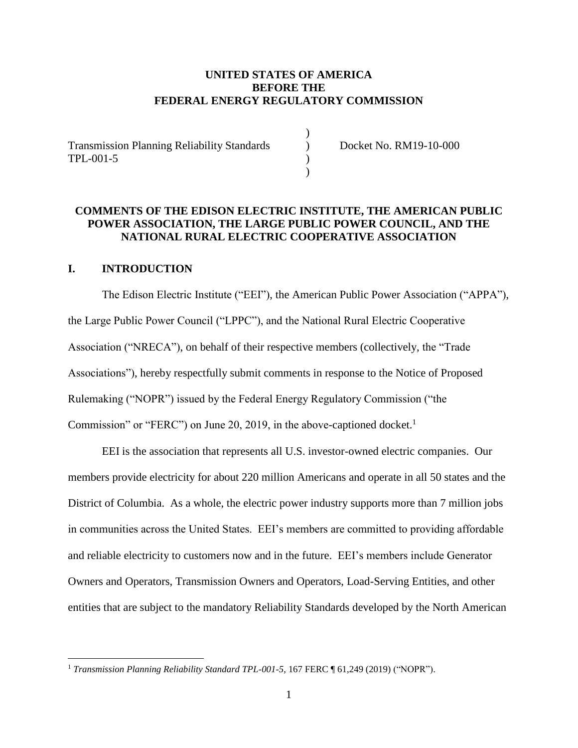**UNITED STATES OF AMERICA**
**BEFORE THE**
**FEDERAL ENERGY REGULATORY COMMISSION**

| | | |
|---|---|---|
| Transmission Planning Reliability Standards TPL-001-5 | ) | Docket No. RM19-10-000 |

**COMMENTS OF THE EDISON ELECTRIC INSTITUTE, THE AMERICAN PUBLIC POWER ASSOCIATION, THE LARGE PUBLIC POWER COUNCIL, AND THE NATIONAL RURAL ELECTRIC COOPERATIVE ASSOCIATION**

## I. INTRODUCTION

The Edison Electric Institute ("EEI"), the American Public Power Association ("APPA"), the Large Public Power Council ("LPPC"), and the National Rural Electric Cooperative Association ("NRECA"), on behalf of their respective members (collectively, the "Trade Associations"), hereby respectfully submit comments in response to the Notice of Proposed Rulemaking ("NOPR") issued by the Federal Energy Regulatory Commission ("the Commission" or "FERC") on June 20, 2019, in the above-captioned docket.[1]

EEI is the association that represents all U.S. investor-owned electric companies. Our members provide electricity for about 220 million Americans and operate in all 50 states and the District of Columbia. As a whole, the electric power industry supports more than 7 million jobs in communities across the United States. EEI's members are committed to providing affordable and reliable electricity to customers now and in the future. EEI's members include Generator Owners and Operators, Transmission Owners and Operators, Load-Serving Entities, and other entities that are subject to the mandatory Reliability Standards developed by the North American

[1] *Transmission Planning Reliability Standard TPL-001-5*, 167 FERC ¶ 61,249 (2019) ("NOPR").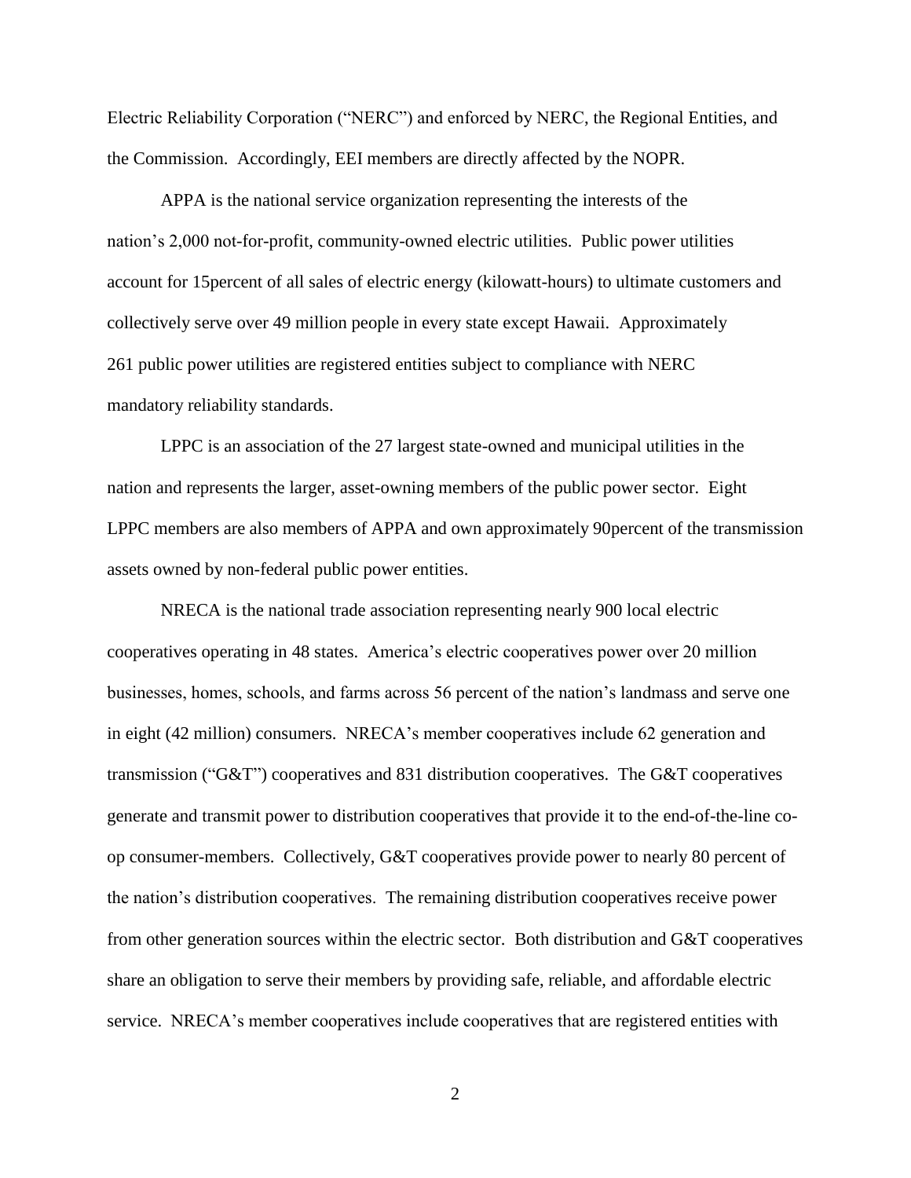Electric Reliability Corporation ("NERC") and enforced by NERC, the Regional Entities, and the Commission. Accordingly, EEI members are directly affected by the NOPR.

APPA is the national service organization representing the interests of the nation's 2,000 not-for-profit, community-owned electric utilities. Public power utilities account for 15percent of all sales of electric energy (kilowatt-hours) to ultimate customers and collectively serve over 49 million people in every state except Hawaii. Approximately 261 public power utilities are registered entities subject to compliance with NERC mandatory reliability standards.

LPPC is an association of the 27 largest state-owned and municipal utilities in the nation and represents the larger, asset-owning members of the public power sector. Eight LPPC members are also members of APPA and own approximately 90percent of the transmission assets owned by non-federal public power entities.

NRECA is the national trade association representing nearly 900 local electric cooperatives operating in 48 states. America's electric cooperatives power over 20 million businesses, homes, schools, and farms across 56 percent of the nation's landmass and serve one in eight (42 million) consumers. NRECA's member cooperatives include 62 generation and transmission ("G&T") cooperatives and 831 distribution cooperatives. The G&T cooperatives generate and transmit power to distribution cooperatives that provide it to the end-of-the-line co-op consumer-members. Collectively, G&T cooperatives provide power to nearly 80 percent of the nation's distribution cooperatives. The remaining distribution cooperatives receive power from other generation sources within the electric sector. Both distribution and G&T cooperatives share an obligation to serve their members by providing safe, reliable, and affordable electric service. NRECA's member cooperatives include cooperatives that are registered entities with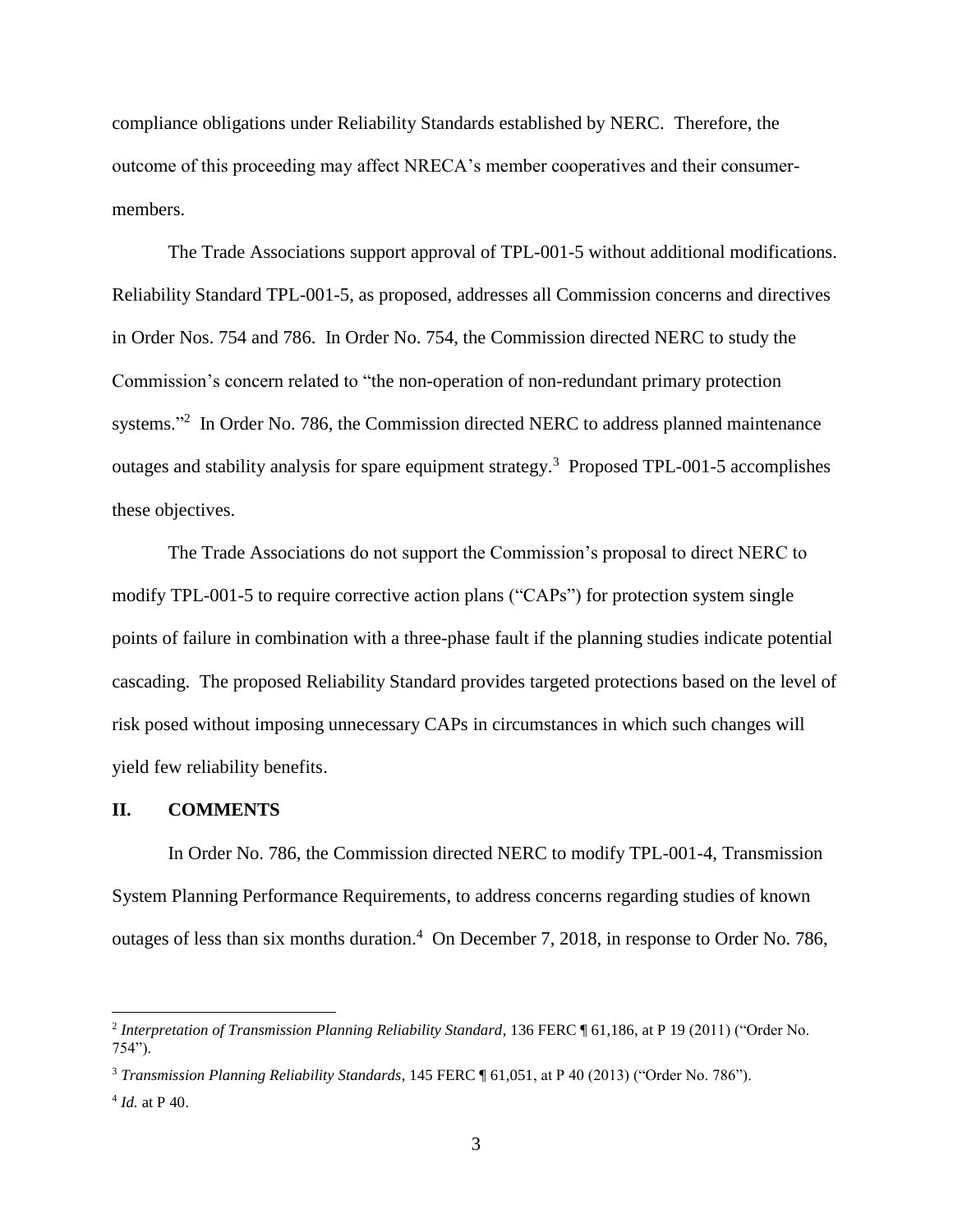compliance obligations under Reliability Standards established by NERC. Therefore, the outcome of this proceeding may affect NRECA's member cooperatives and their consumer-members.

The Trade Associations support approval of TPL-001-5 without additional modifications. Reliability Standard TPL-001-5, as proposed, addresses all Commission concerns and directives in Order Nos. 754 and 786. In Order No. 754, the Commission directed NERC to study the Commission's concern related to "the non-operation of non-redundant primary protection systems."[2] In Order No. 786, the Commission directed NERC to address planned maintenance outages and stability analysis for spare equipment strategy.[3] Proposed TPL-001-5 accomplishes these objectives.

The Trade Associations do not support the Commission's proposal to direct NERC to modify TPL-001-5 to require corrective action plans ("CAPs") for protection system single points of failure in combination with a three-phase fault if the planning studies indicate potential cascading. The proposed Reliability Standard provides targeted protections based on the level of risk posed without imposing unnecessary CAPs in circumstances in which such changes will yield few reliability benefits.

## II. COMMENTS

In Order No. 786, the Commission directed NERC to modify TPL-001-4, Transmission System Planning Performance Requirements, to address concerns regarding studies of known outages of less than six months duration.[4] On December 7, 2018, in response to Order No. 786,

---

[2] *Interpretation of Transmission Planning Reliability Standard*, 136 FERC ¶ 61,186, at P 19 (2011) ("Order No. 754").

[3] *Transmission Planning Reliability Standards*, 145 FERC ¶ 61,051, at P 40 (2013) ("Order No. 786").

[4] *Id.* at P 40.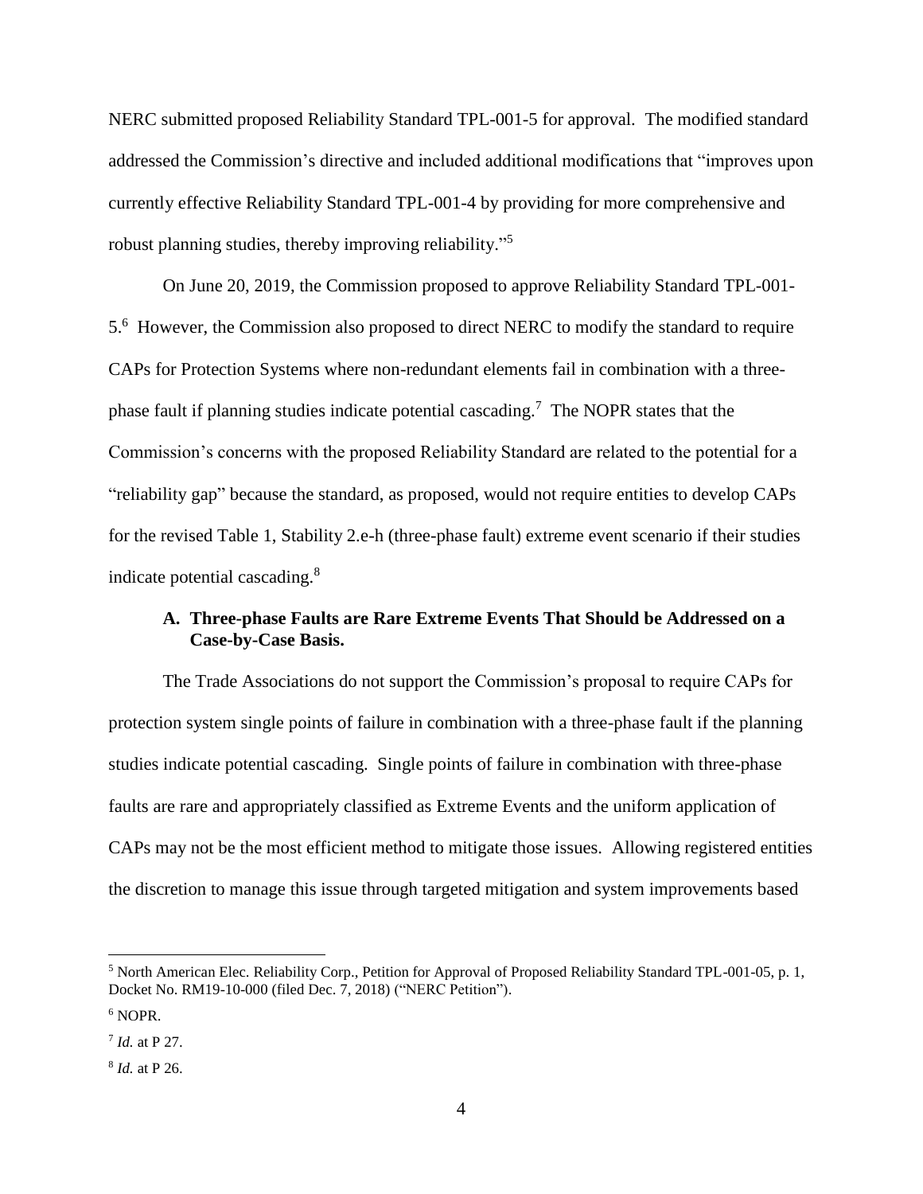NERC submitted proposed Reliability Standard TPL-001-5 for approval. The modified standard addressed the Commission's directive and included additional modifications that "improves upon currently effective Reliability Standard TPL-001-4 by providing for more comprehensive and robust planning studies, thereby improving reliability."[5]

On June 20, 2019, the Commission proposed to approve Reliability Standard TPL-001-5.[6] However, the Commission also proposed to direct NERC to modify the standard to require CAPs for Protection Systems where non-redundant elements fail in combination with a three-phase fault if planning studies indicate potential cascading.[7] The NOPR states that the Commission's concerns with the proposed Reliability Standard are related to the potential for a "reliability gap" because the standard, as proposed, would not require entities to develop CAPs for the revised Table 1, Stability 2.e-h (three-phase fault) extreme event scenario if their studies indicate potential cascading.[8]

### A. Three-phase Faults are Rare Extreme Events That Should be Addressed on a Case-by-Case Basis.

The Trade Associations do not support the Commission's proposal to require CAPs for protection system single points of failure in combination with a three-phase fault if the planning studies indicate potential cascading. Single points of failure in combination with three-phase faults are rare and appropriately classified as Extreme Events and the uniform application of CAPs may not be the most efficient method to mitigate those issues. Allowing registered entities the discretion to manage this issue through targeted mitigation and system improvements based

---

[5] North American Elec. Reliability Corp., Petition for Approval of Proposed Reliability Standard TPL-001-05, p. 1, Docket No. RM19-10-000 (filed Dec. 7, 2018) ("NERC Petition").

[6] NOPR.

[7] *Id.* at P 27.

[8] *Id.* at P 26.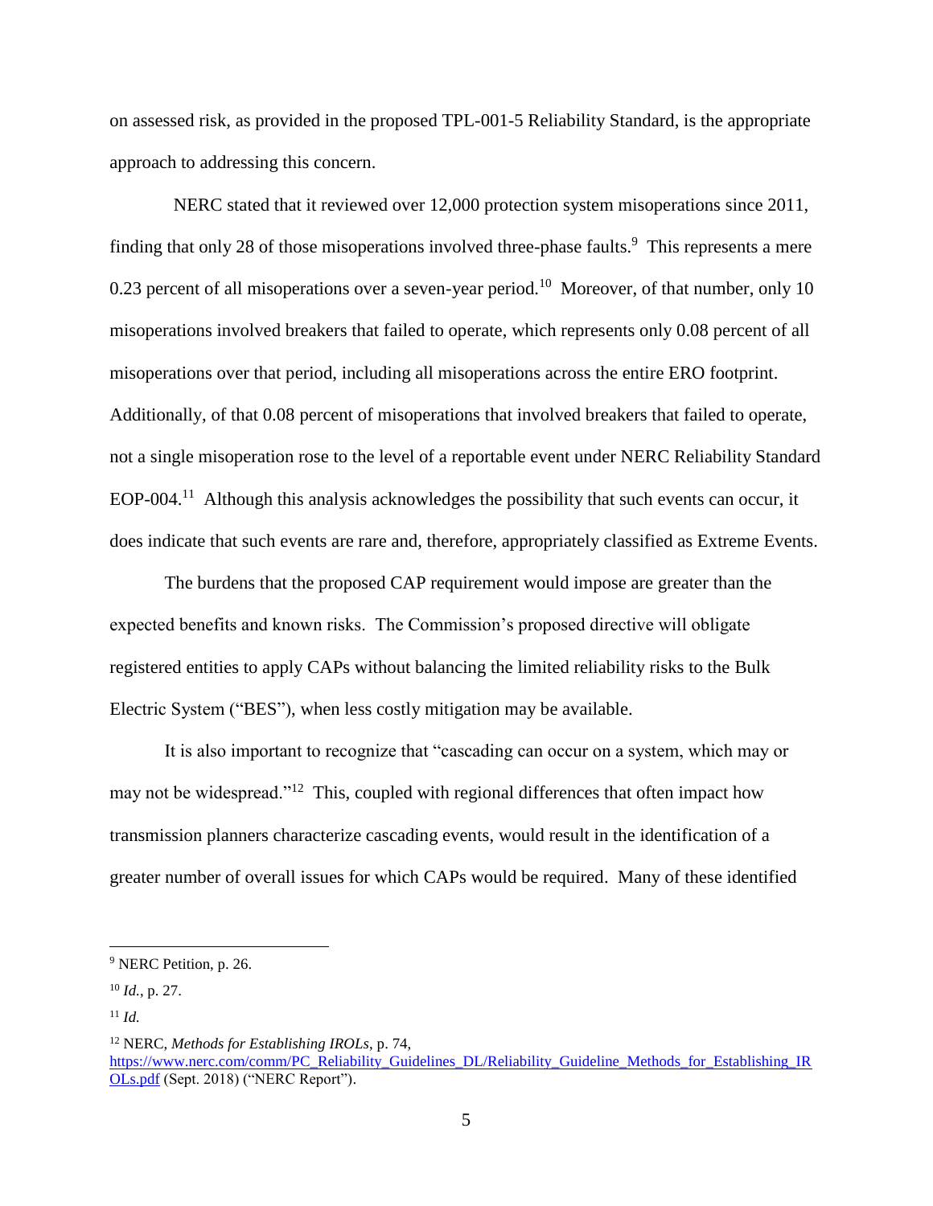on assessed risk, as provided in the proposed TPL-001-5 Reliability Standard, is the appropriate approach to addressing this concern.

NERC stated that it reviewed over 12,000 protection system misoperations since 2011, finding that only 28 of those misoperations involved three-phase faults.[9] This represents a mere 0.23 percent of all misoperations over a seven-year period.[10] Moreover, of that number, only 10 misoperations involved breakers that failed to operate, which represents only 0.08 percent of all misoperations over that period, including all misoperations across the entire ERO footprint. Additionally, of that 0.08 percent of misoperations that involved breakers that failed to operate, not a single misoperation rose to the level of a reportable event under NERC Reliability Standard EOP-004.[11] Although this analysis acknowledges the possibility that such events can occur, it does indicate that such events are rare and, therefore, appropriately classified as Extreme Events.

The burdens that the proposed CAP requirement would impose are greater than the expected benefits and known risks. The Commission's proposed directive will obligate registered entities to apply CAPs without balancing the limited reliability risks to the Bulk Electric System ("BES"), when less costly mitigation may be available.

It is also important to recognize that "cascading can occur on a system, which may or may not be widespread."[12] This, coupled with regional differences that often impact how transmission planners characterize cascading events, would result in the identification of a greater number of overall issues for which CAPs would be required. Many of these identified

---

[9] NERC Petition, p. 26.

[10] *Id.*, p. 27.

[11] *Id.*

[12] NERC, *Methods for Establishing IROLs*, p. 74, https://www.nerc.com/comm/PC_Reliability_Guidelines_DL/Reliability_Guideline_Methods_for_Establishing_IROLs.pdf (Sept. 2018) ("NERC Report").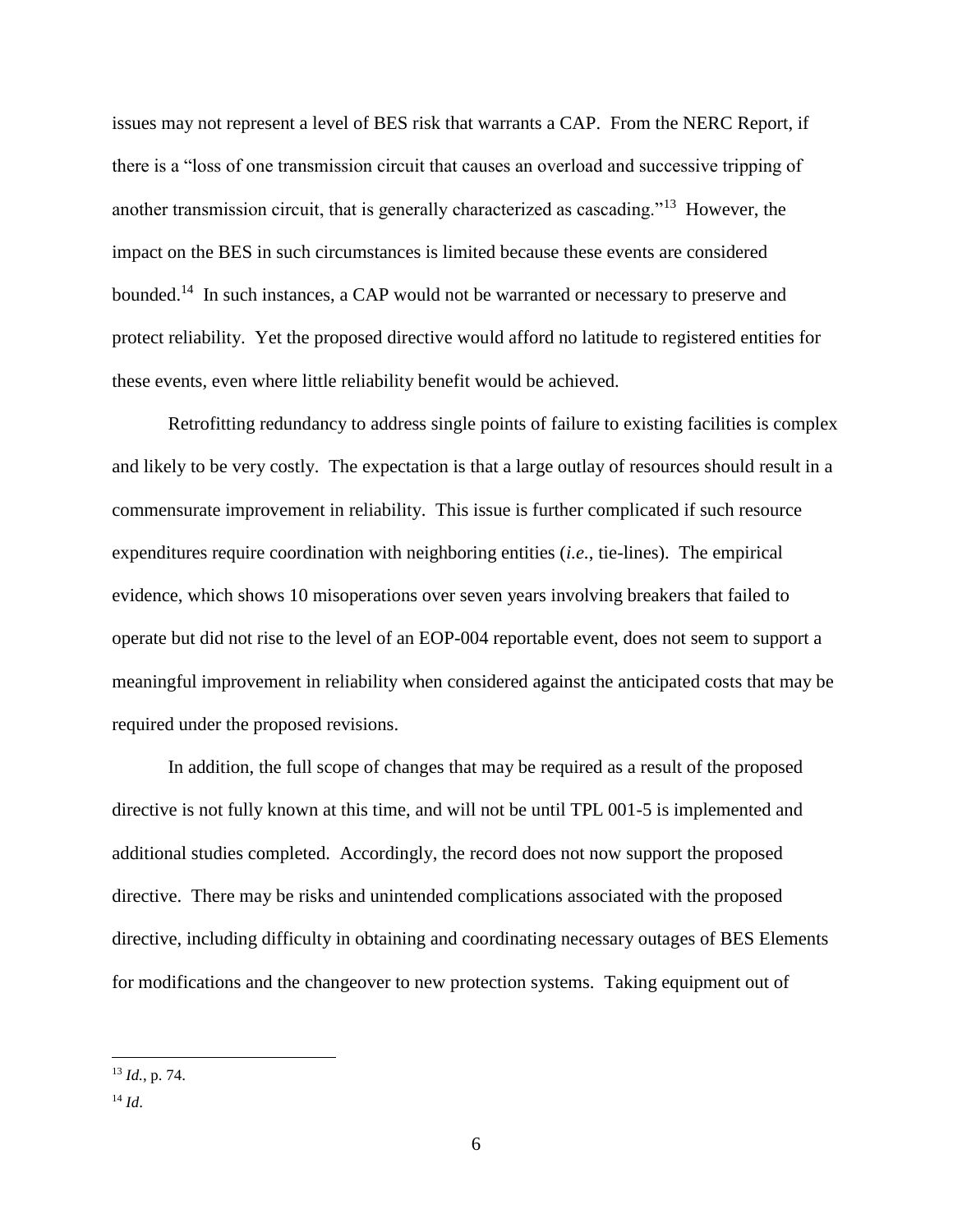issues may not represent a level of BES risk that warrants a CAP. From the NERC Report, if there is a "loss of one transmission circuit that causes an overload and successive tripping of another transmission circuit, that is generally characterized as cascading."[13] However, the impact on the BES in such circumstances is limited because these events are considered bounded.[14] In such instances, a CAP would not be warranted or necessary to preserve and protect reliability. Yet the proposed directive would afford no latitude to registered entities for these events, even where little reliability benefit would be achieved.

Retrofitting redundancy to address single points of failure to existing facilities is complex and likely to be very costly. The expectation is that a large outlay of resources should result in a commensurate improvement in reliability. This issue is further complicated if such resource expenditures require coordination with neighboring entities (*i.e.*, tie-lines). The empirical evidence, which shows 10 misoperations over seven years involving breakers that failed to operate but did not rise to the level of an EOP-004 reportable event, does not seem to support a meaningful improvement in reliability when considered against the anticipated costs that may be required under the proposed revisions.

In addition, the full scope of changes that may be required as a result of the proposed directive is not fully known at this time, and will not be until TPL 001-5 is implemented and additional studies completed. Accordingly, the record does not now support the proposed directive. There may be risks and unintended complications associated with the proposed directive, including difficulty in obtaining and coordinating necessary outages of BES Elements for modifications and the changeover to new protection systems. Taking equipment out of

---

[13] *Id.*, p. 74.

[14] *Id*.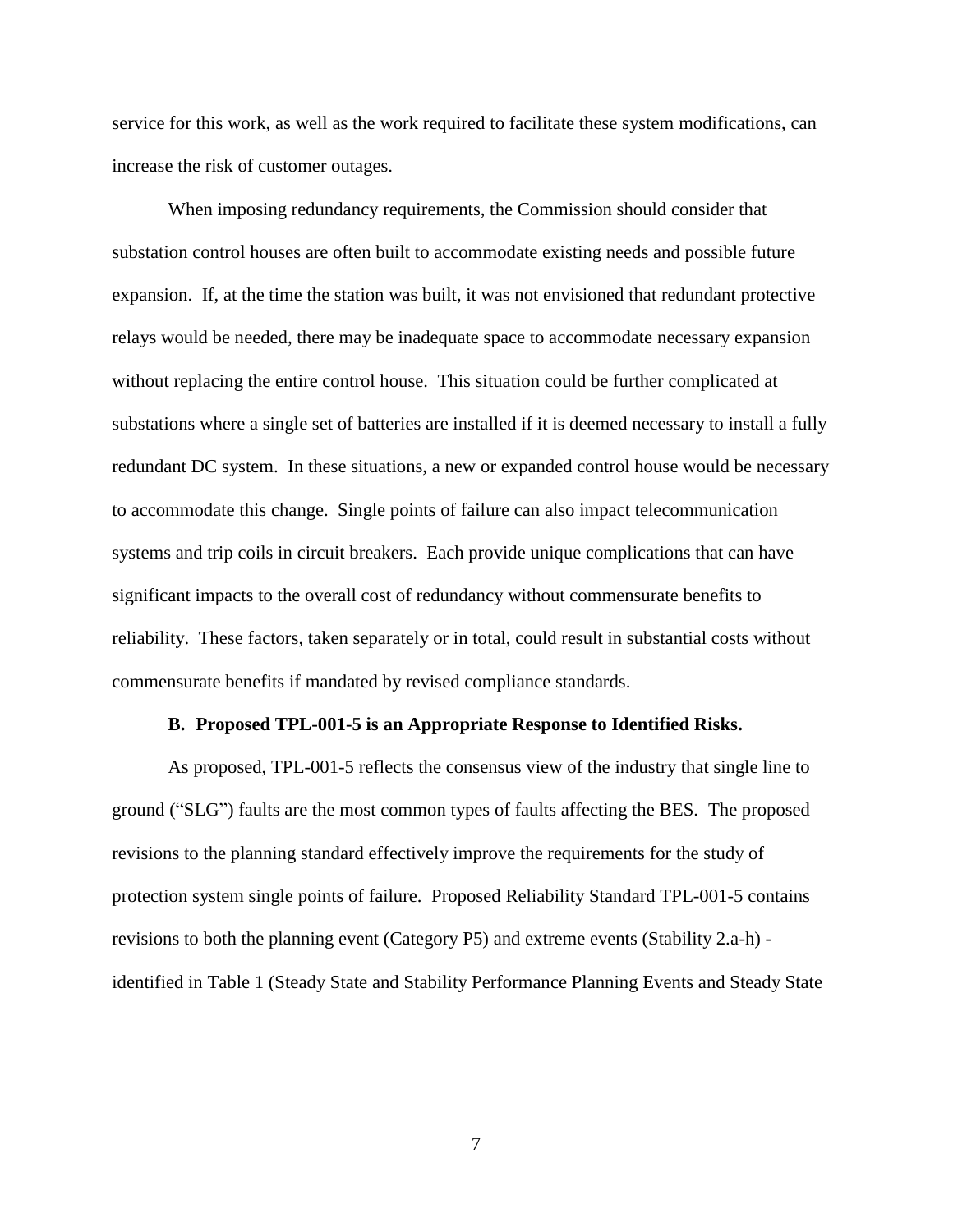service for this work, as well as the work required to facilitate these system modifications, can increase the risk of customer outages.

When imposing redundancy requirements, the Commission should consider that substation control houses are often built to accommodate existing needs and possible future expansion. If, at the time the station was built, it was not envisioned that redundant protective relays would be needed, there may be inadequate space to accommodate necessary expansion without replacing the entire control house. This situation could be further complicated at substations where a single set of batteries are installed if it is deemed necessary to install a fully redundant DC system. In these situations, a new or expanded control house would be necessary to accommodate this change. Single points of failure can also impact telecommunication systems and trip coils in circuit breakers. Each provide unique complications that can have significant impacts to the overall cost of redundancy without commensurate benefits to reliability. These factors, taken separately or in total, could result in substantial costs without commensurate benefits if mandated by revised compliance standards.

### B. Proposed TPL-001-5 is an Appropriate Response to Identified Risks.

As proposed, TPL-001-5 reflects the consensus view of the industry that single line to ground ("SLG") faults are the most common types of faults affecting the BES. The proposed revisions to the planning standard effectively improve the requirements for the study of protection system single points of failure. Proposed Reliability Standard TPL-001-5 contains revisions to both the planning event (Category P5) and extreme events (Stability 2.a-h) - identified in Table 1 (Steady State and Stability Performance Planning Events and Steady State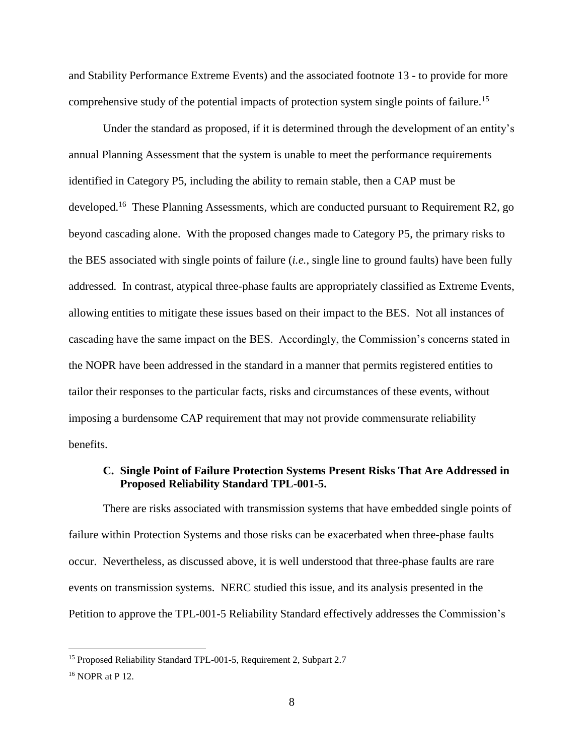and Stability Performance Extreme Events) and the associated footnote 13 - to provide for more comprehensive study of the potential impacts of protection system single points of failure.[15]

Under the standard as proposed, if it is determined through the development of an entity's annual Planning Assessment that the system is unable to meet the performance requirements identified in Category P5, including the ability to remain stable, then a CAP must be developed.[16] These Planning Assessments, which are conducted pursuant to Requirement R2, go beyond cascading alone. With the proposed changes made to Category P5, the primary risks to the BES associated with single points of failure (*i.e.*, single line to ground faults) have been fully addressed. In contrast, atypical three-phase faults are appropriately classified as Extreme Events, allowing entities to mitigate these issues based on their impact to the BES. Not all instances of cascading have the same impact on the BES. Accordingly, the Commission's concerns stated in the NOPR have been addressed in the standard in a manner that permits registered entities to tailor their responses to the particular facts, risks and circumstances of these events, without imposing a burdensome CAP requirement that may not provide commensurate reliability benefits.

### C. Single Point of Failure Protection Systems Present Risks That Are Addressed in Proposed Reliability Standard TPL-001-5.

There are risks associated with transmission systems that have embedded single points of failure within Protection Systems and those risks can be exacerbated when three-phase faults occur. Nevertheless, as discussed above, it is well understood that three-phase faults are rare events on transmission systems. NERC studied this issue, and its analysis presented in the Petition to approve the TPL-001-5 Reliability Standard effectively addresses the Commission's

---

[15] Proposed Reliability Standard TPL-001-5, Requirement 2, Subpart 2.7

[16] NOPR at P 12.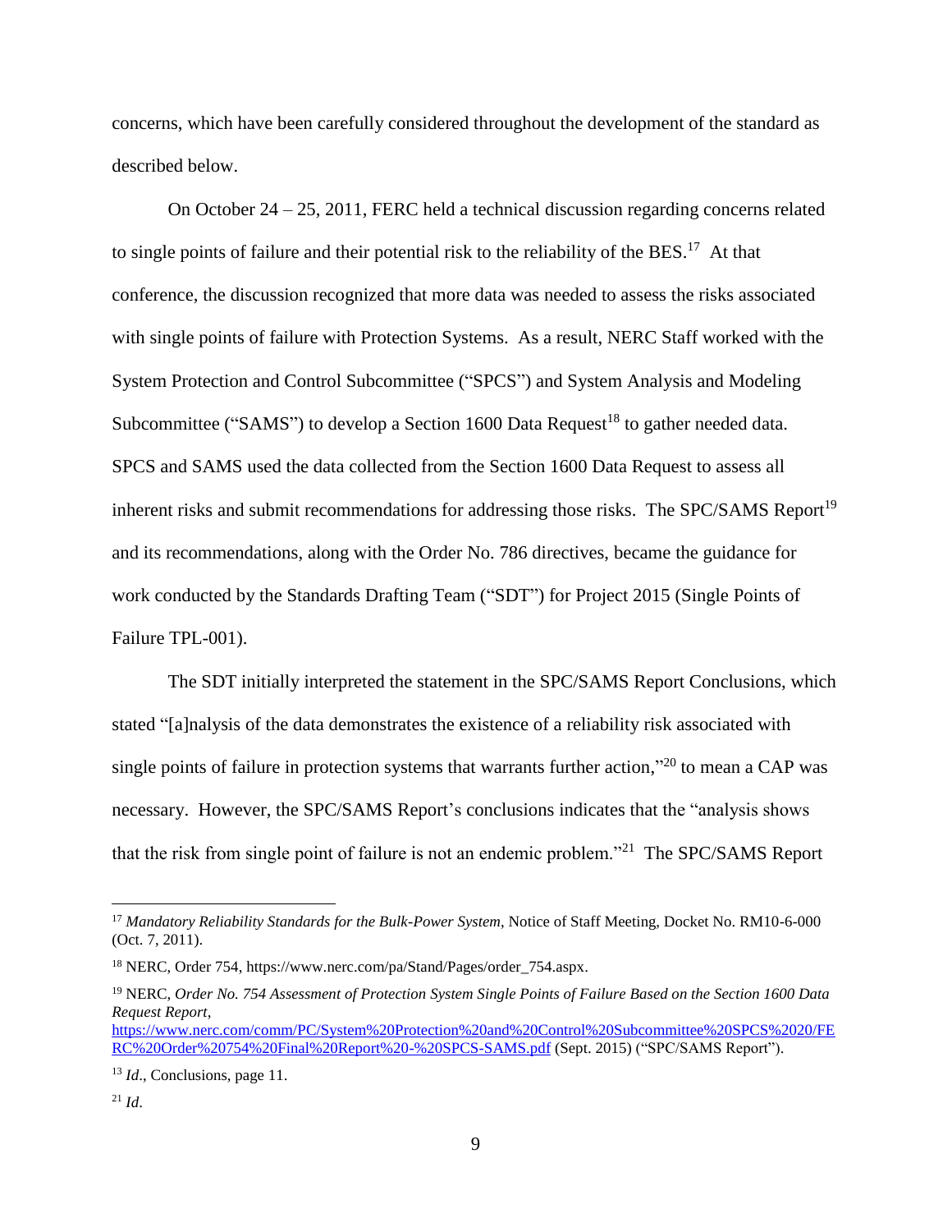concerns, which have been carefully considered throughout the development of the standard as described below.

On October 24 – 25, 2011, FERC held a technical discussion regarding concerns related to single points of failure and their potential risk to the reliability of the BES.[17] At that conference, the discussion recognized that more data was needed to assess the risks associated with single points of failure with Protection Systems. As a result, NERC Staff worked with the System Protection and Control Subcommittee ("SPCS") and System Analysis and Modeling Subcommittee ("SAMS") to develop a Section 1600 Data Request[18] to gather needed data. SPCS and SAMS used the data collected from the Section 1600 Data Request to assess all inherent risks and submit recommendations for addressing those risks. The SPC/SAMS Report[19] and its recommendations, along with the Order No. 786 directives, became the guidance for work conducted by the Standards Drafting Team ("SDT") for Project 2015 (Single Points of Failure TPL-001).

The SDT initially interpreted the statement in the SPC/SAMS Report Conclusions, which stated "[a]nalysis of the data demonstrates the existence of a reliability risk associated with single points of failure in protection systems that warrants further action,"[20] to mean a CAP was necessary. However, the SPC/SAMS Report's conclusions indicates that the "analysis shows that the risk from single point of failure is not an endemic problem."[21] The SPC/SAMS Report

---

[17] *Mandatory Reliability Standards for the Bulk-Power System*, Notice of Staff Meeting, Docket No. RM10-6-000 (Oct. 7, 2011).

[18] NERC, Order 754, https://www.nerc.com/pa/Stand/Pages/order_754.aspx.

[19] NERC, *Order No. 754 Assessment of Protection System Single Points of Failure Based on the Section 1600 Data Request Report*, [https://www.nerc.com/comm/PC/System%20Protection%20and%20Control%20Subcommittee%20SPCS%2020/FERC%20Order%20754%20Final%20Report%20-%20SPCS-SAMS.pdf](https://www.nerc.com/comm/PC/System%20Protection%20and%20Control%20Subcommittee%20SPCS%2020/FERC%20Order%20754%20Final%20Report%20-%20SPCS-SAMS.pdf) (Sept. 2015) ("SPC/SAMS Report").

[13] *Id*., Conclusions, page 11.

[21] *Id*.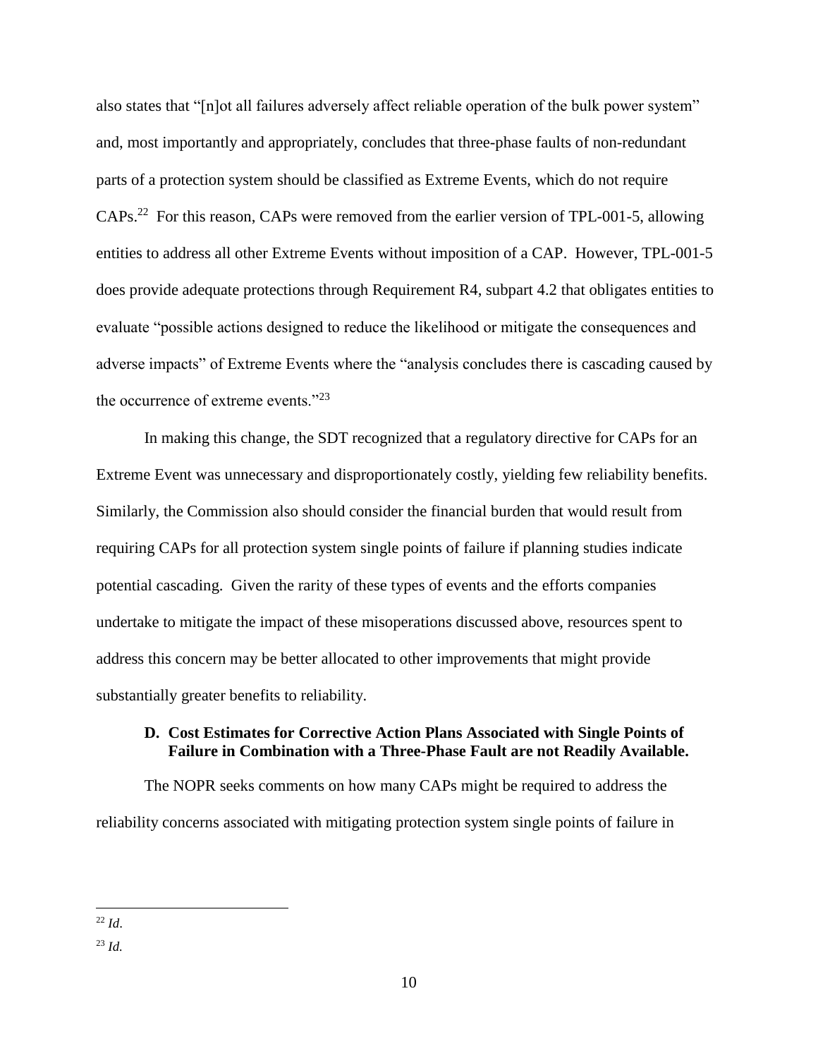also states that "[n]ot all failures adversely affect reliable operation of the bulk power system" and, most importantly and appropriately, concludes that three-phase faults of non-redundant parts of a protection system should be classified as Extreme Events, which do not require CAPs.[22] For this reason, CAPs were removed from the earlier version of TPL-001-5, allowing entities to address all other Extreme Events without imposition of a CAP. However, TPL-001-5 does provide adequate protections through Requirement R4, subpart 4.2 that obligates entities to evaluate "possible actions designed to reduce the likelihood or mitigate the consequences and adverse impacts" of Extreme Events where the "analysis concludes there is cascading caused by the occurrence of extreme events."[23]

In making this change, the SDT recognized that a regulatory directive for CAPs for an Extreme Event was unnecessary and disproportionately costly, yielding few reliability benefits. Similarly, the Commission also should consider the financial burden that would result from requiring CAPs for all protection system single points of failure if planning studies indicate potential cascading. Given the rarity of these types of events and the efforts companies undertake to mitigate the impact of these misoperations discussed above, resources spent to address this concern may be better allocated to other improvements that might provide substantially greater benefits to reliability.

### D. Cost Estimates for Corrective Action Plans Associated with Single Points of Failure in Combination with a Three-Phase Fault are not Readily Available.

The NOPR seeks comments on how many CAPs might be required to address the reliability concerns associated with mitigating protection system single points of failure in

---

[22] *Id.*

[23] *Id.*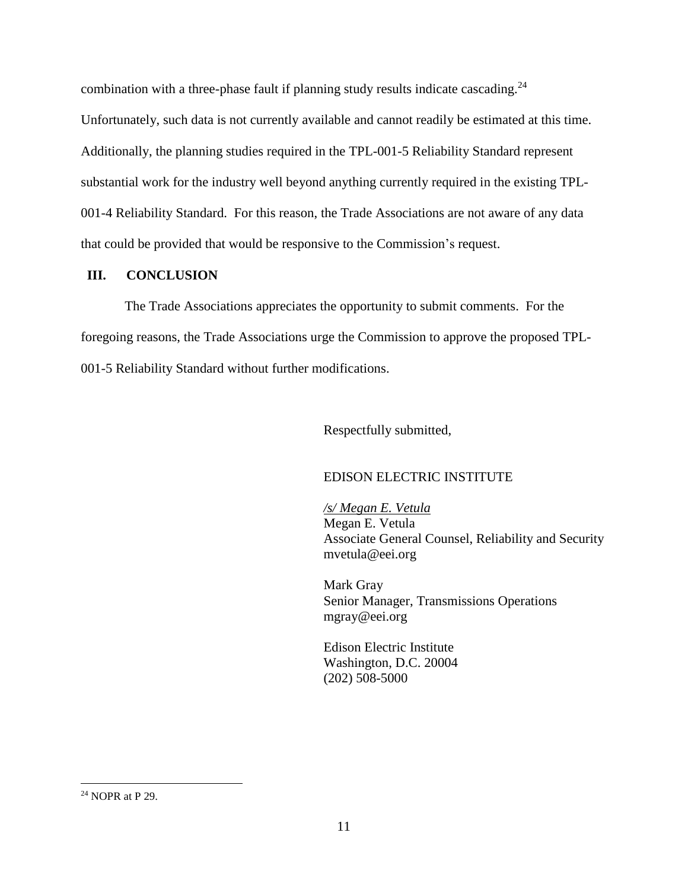combination with a three-phase fault if planning study results indicate cascading.[24] Unfortunately, such data is not currently available and cannot readily be estimated at this time. Additionally, the planning studies required in the TPL-001-5 Reliability Standard represent substantial work for the industry well beyond anything currently required in the existing TPL-001-4 Reliability Standard. For this reason, the Trade Associations are not aware of any data that could be provided that would be responsive to the Commission's request.

## III. CONCLUSION

The Trade Associations appreciates the opportunity to submit comments. For the foregoing reasons, the Trade Associations urge the Commission to approve the proposed TPL-001-5 Reliability Standard without further modifications.

Respectfully submitted,

EDISON ELECTRIC INSTITUTE

*/s/ Megan E. Vetula*
Megan E. Vetula
Associate General Counsel, Reliability and Security
mvetula@eei.org

Mark Gray
Senior Manager, Transmissions Operations
mgray@eei.org

Edison Electric Institute
Washington, D.C. 20004
(202) 508-5000

---

[24] NOPR at P 29.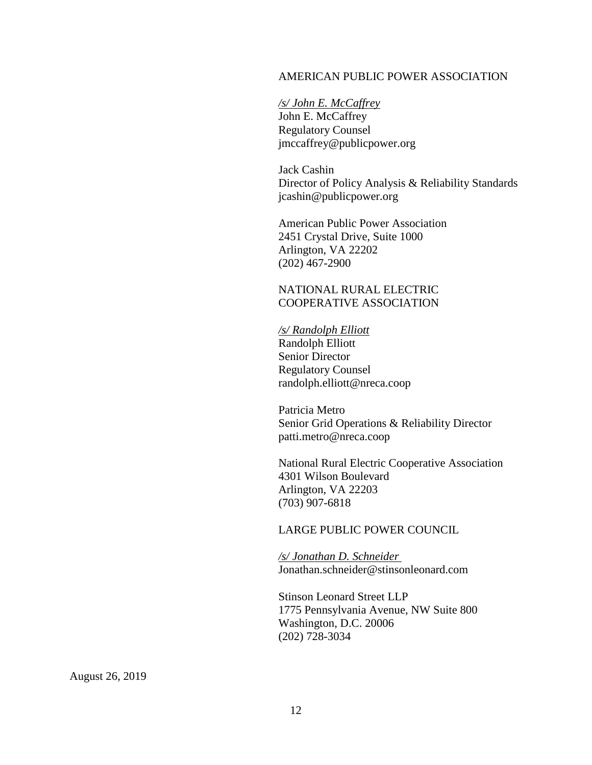AMERICAN PUBLIC POWER ASSOCIATION

*/s/ John E. McCaffrey*
John E. McCaffrey
Regulatory Counsel
jmccaffrey@publicpower.org

Jack Cashin
Director of Policy Analysis & Reliability Standards
jcashin@publicpower.org

American Public Power Association
2451 Crystal Drive, Suite 1000
Arlington, VA 22202
(202) 467-2900

NATIONAL RURAL ELECTRIC
COOPERATIVE ASSOCIATION

*/s/ Randolph Elliott*
Randolph Elliott
Senior Director
Regulatory Counsel
randolph.elliott@nreca.coop

Patricia Metro
Senior Grid Operations & Reliability Director
patti.metro@nreca.coop

National Rural Electric Cooperative Association
4301 Wilson Boulevard
Arlington, VA 22203
(703) 907-6818

LARGE PUBLIC POWER COUNCIL

*/s/ Jonathan D. Schneider*
Jonathan.schneider@stinsonleonard.com

Stinson Leonard Street LLP
1775 Pennsylvania Avenue, NW Suite 800
Washington, D.C. 20006
(202) 728-3034

August 26, 2019